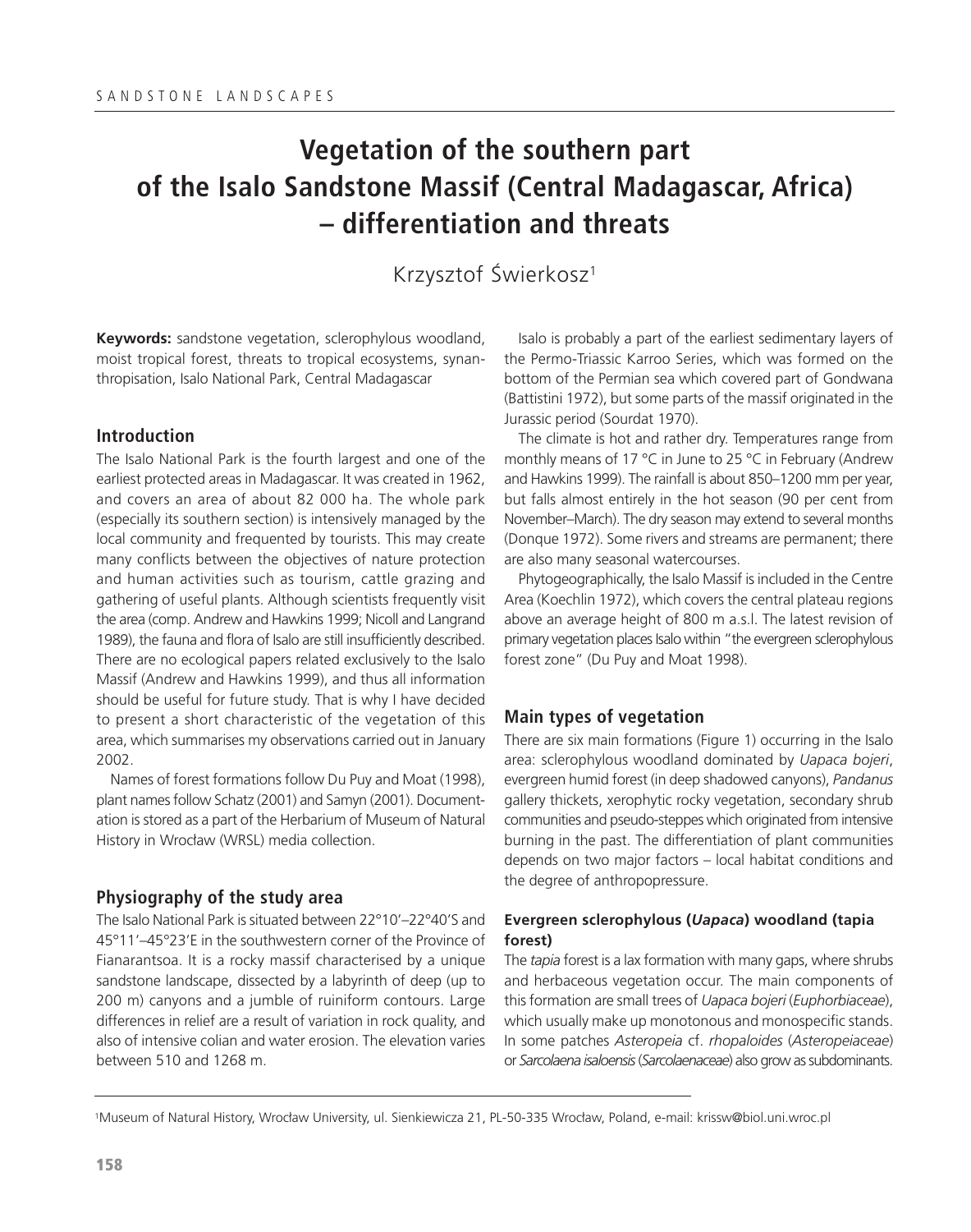# Vegetation of the southern part of the Isalo Sandstone Massif (Central Madagascar, Africa) – differentiation and threats

Krzysztof Świerkosz[1]

**Keywords:** sandstone vegetation, sclerophylous woodland, moist tropical forest, threats to tropical ecosystems, synanthropisation, Isalo National Park, Central Madagascar

## Introduction

The Isalo National Park is the fourth largest and one of the earliest protected areas in Madagascar. It was created in 1962, and covers an area of about 82 000 ha. The whole park (especially its southern section) is intensively managed by the local community and frequented by tourists. This may create many conflicts between the objectives of nature protection and human activities such as tourism, cattle grazing and gathering of useful plants. Although scientists frequently visit the area (comp. Andrew and Hawkins 1999; Nicoll and Langrand 1989), the fauna and flora of Isalo are still insufficiently described. There are no ecological papers related exclusively to the Isalo Massif (Andrew and Hawkins 1999), and thus all information should be useful for future study. That is why I have decided to present a short characteristic of the vegetation of this area, which summarises my observations carried out in January 2002.

Names of forest formations follow Du Puy and Moat (1998), plant names follow Schatz (2001) and Samyn (2001). Documentation is stored as a part of the Herbarium of Museum of Natural History in Wrocław (WRSL) media collection.

## Physiography of the study area

The Isalo National Park is situated between 22°10'–22°40'S and 45°11'–45°23'E in the southwestern corner of the Province of Fianarantsoa. It is a rocky massif characterised by a unique sandstone landscape, dissected by a labyrinth of deep (up to 200 m) canyons and a jumble of ruiniform contours. Large differences in relief are a result of variation in rock quality, and also of intensive colian and water erosion. The elevation varies between 510 and 1268 m.

Isalo is probably a part of the earliest sedimentary layers of the Permo-Triassic Karroo Series, which was formed on the bottom of the Permian sea which covered part of Gondwana (Battistini 1972), but some parts of the massif originated in the Jurassic period (Sourdat 1970).

The climate is hot and rather dry. Temperatures range from monthly means of 17 °C in June to 25 °C in February (Andrew and Hawkins 1999). The rainfall is about 850–1200 mm per year, but falls almost entirely in the hot season (90 per cent from November–March). The dry season may extend to several months (Donque 1972). Some rivers and streams are permanent; there are also many seasonal watercourses.

Phytogeographically, the Isalo Massif is included in the Centre Area (Koechlin 1972), which covers the central plateau regions above an average height of 800 m a.s.l. The latest revision of primary vegetation places Isalo within "the evergreen sclerophylous forest zone" (Du Puy and Moat 1998).

## Main types of vegetation

There are six main formations (Figure 1) occurring in the Isalo area: sclerophylous woodland dominated by *Uapaca bojeri*, evergreen humid forest (in deep shadowed canyons), *Pandanus* gallery thickets, xerophytic rocky vegetation, secondary shrub communities and pseudo-steppes which originated from intensive burning in the past. The differentiation of plant communities depends on two major factors – local habitat conditions and the degree of anthropopressure.

### Evergreen sclerophylous (*Uapaca*) woodland (tapia forest)

The *tapia* forest is a lax formation with many gaps, where shrubs and herbaceous vegetation occur. The main components of this formation are small trees of *Uapaca bojeri* (*Euphorbiaceae*), which usually make up monotonous and monospecific stands. In some patches *Asteropeia* cf. *rhopaloides* (*Asteropeiaceae*) or *Sarcolaena isaloensis* (*Sarcolaenaceae*) also grow as subdominants.

---

[1]Museum of Natural History, Wrocław University, ul. Sienkiewicza 21, PL-50-335 Wrocław, Poland, e-mail: krissw@biol.uni.wroc.pl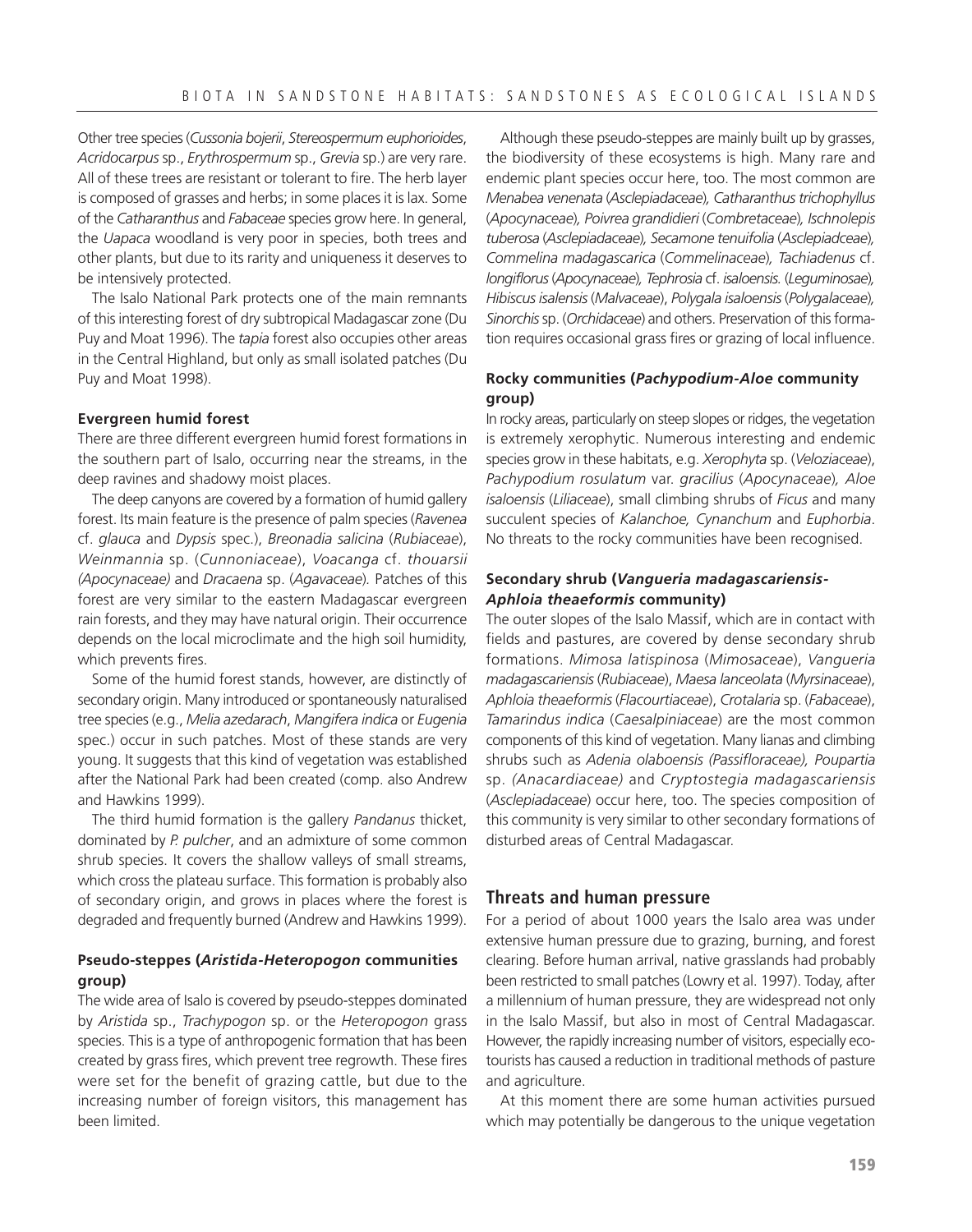Other tree species (*Cussonia bojerii*, *Stereospermum euphorioides*, *Acridocarpus* sp., *Erythrospermum* sp., *Grevia* sp.) are very rare. All of these trees are resistant or tolerant to fire. The herb layer is composed of grasses and herbs; in some places it is lax. Some of the *Catharanthus* and *Fabaceae* species grow here. In general, the *Uapaca* woodland is very poor in species, both trees and other plants, but due to its rarity and uniqueness it deserves to be intensively protected.

The Isalo National Park protects one of the main remnants of this interesting forest of dry subtropical Madagascar zone (Du Puy and Moat 1996). The *tapia* forest also occupies other areas in the Central Highland, but only as small isolated patches (Du Puy and Moat 1998).

**Evergreen humid forest**

There are three different evergreen humid forest formations in the southern part of Isalo, occurring near the streams, in the deep ravines and shadowy moist places.

The deep canyons are covered by a formation of humid gallery forest. Its main feature is the presence of palm species (*Ravenea* cf. *glauca* and *Dypsis* spec.), *Breonadia salicina* (*Rubiaceae*), *Weinmannia* sp. (*Cunnoniaceae*), *Voacanga* cf. *thouarsii (Apocynaceae)* and *Dracaena* sp. (*Agavaceae*). Patches of this forest are very similar to the eastern Madagascar evergreen rain forests, and they may have natural origin. Their occurrence depends on the local microclimate and the high soil humidity, which prevents fires.

Some of the humid forest stands, however, are distinctly of secondary origin. Many introduced or spontaneously naturalised tree species (e.g., *Melia azedarach*, *Mangifera indica* or *Eugenia* spec.) occur in such patches. Most of these stands are very young. It suggests that this kind of vegetation was established after the National Park had been created (comp. also Andrew and Hawkins 1999).

The third humid formation is the gallery *Pandanus* thicket, dominated by *P. pulcher*, and an admixture of some common shrub species. It covers the shallow valleys of small streams, which cross the plateau surface. This formation is probably also of secondary origin, and grows in places where the forest is degraded and frequently burned (Andrew and Hawkins 1999).

**Pseudo-steppes (*Aristida-Heteropogon* communities group)**

The wide area of Isalo is covered by pseudo-steppes dominated by *Aristida* sp., *Trachypogon* sp. or the *Heteropogon* grass species. This is a type of anthropogenic formation that has been created by grass fires, which prevent tree regrowth. These fires were set for the benefit of grazing cattle, but due to the increasing number of foreign visitors, this management has been limited.

Although these pseudo-steppes are mainly built up by grasses, the biodiversity of these ecosystems is high. Many rare and endemic plant species occur here, too. The most common are *Menabea venenata* (*Asclepiadaceae*), *Catharanthus trichophyllus* (*Apocynaceae*), *Poivrea grandidieri* (*Combretaceae*), *Ischnolepis tuberosa* (*Asclepiadaceae*), *Secamone tenuifolia* (*Asclepiadceae*), *Commelina madagascarica* (*Commelinaceae*), *Tachiadenus* cf. *longiflorus* (*Apocynaceae*), *Tephrosia* cf. *isaloensis*. (*Leguminosae*), *Hibiscus isalensis* (*Malvaceae*), *Polygala isaloensis* (*Polygalaceae*), *Sinorchis* sp. (*Orchidaceae*) and others. Preservation of this formation requires occasional grass fires or grazing of local influence.

**Rocky communities (*Pachypodium-Aloe* community group)**

In rocky areas, particularly on steep slopes or ridges, the vegetation is extremely xerophytic. Numerous interesting and endemic species grow in these habitats, e.g. *Xerophyta* sp. (*Veloziaceae*), *Pachypodium rosulatum* var. *gracilius* (*Apocynaceae*), *Aloe isaloensis* (*Liliaceae*), small climbing shrubs of *Ficus* and many succulent species of *Kalanchoe, Cynanchum* and *Euphorbia*. No threats to the rocky communities have been recognised.

**Secondary shrub (*Vangueria madagascariensis-Aphloia theaeformis* community)**

The outer slopes of the Isalo Massif, which are in contact with fields and pastures, are covered by dense secondary shrub formations. *Mimosa latispinosa* (*Mimosaceae*), *Vangueria madagascariensis* (*Rubiaceae*), *Maesa lanceolata* (*Myrsinaceae*), *Aphloia theaeformis* (*Flacourtiaceae*), *Crotalaria* sp. (*Fabaceae*), *Tamarindus indica* (*Caesalpiniaceae*) are the most common components of this kind of vegetation. Many lianas and climbing shrubs such as *Adenia olaboensis (Passifloraceae), Poupartia* sp. *(Anacardiaceae)* and *Cryptostegia madagascariensis* (*Asclepiadaceae*) occur here, too. The species composition of this community is very similar to other secondary formations of disturbed areas of Central Madagascar.

## Threats and human pressure

For a period of about 1000 years the Isalo area was under extensive human pressure due to grazing, burning, and forest clearing. Before human arrival, native grasslands had probably been restricted to small patches (Lowry et al. 1997). Today, after a millennium of human pressure, they are widespread not only in the Isalo Massif, but also in most of Central Madagascar. However, the rapidly increasing number of visitors, especially ecotourists has caused a reduction in traditional methods of pasture and agriculture.

At this moment there are some human activities pursued which may potentially be dangerous to the unique vegetation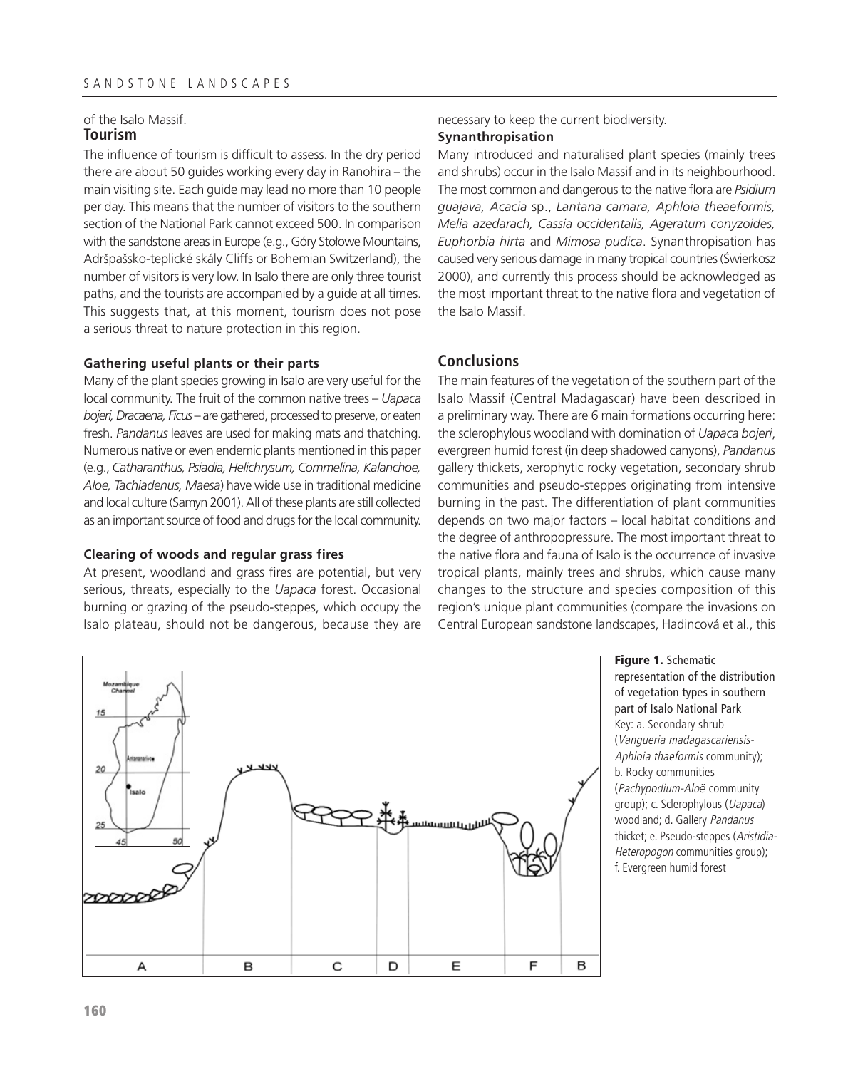of the Isalo Massif.

### Tourism

The influence of tourism is difficult to assess. In the dry period there are about 50 guides working every day in Ranohira – the main visiting site. Each guide may lead no more than 10 people per day. This means that the number of visitors to the southern section of the National Park cannot exceed 500. In comparison with the sandstone areas in Europe (e.g., Góry Stołowe Mountains, Adršpašsko-teplické skály Cliffs or Bohemian Switzerland), the number of visitors is very low. In Isalo there are only three tourist paths, and the tourists are accompanied by a guide at all times. This suggests that, at this moment, tourism does not pose a serious threat to nature protection in this region.

#### Gathering useful plants or their parts

Many of the plant species growing in Isalo are very useful for the local community. The fruit of the common native trees – *Uapaca bojeri, Dracaena, Ficus* – are gathered, processed to preserve, or eaten fresh. *Pandanus* leaves are used for making mats and thatching. Numerous native or even endemic plants mentioned in this paper (e.g., *Catharanthus, Psiadia, Helichrysum, Commelina, Kalanchoe, Aloe, Tachiadenus, Maesa*) have wide use in traditional medicine and local culture (Samyn 2001). All of these plants are still collected as an important source of food and drugs for the local community.

#### Clearing of woods and regular grass fires

At present, woodland and grass fires are potential, but very serious, threats, especially to the *Uapaca* forest. Occasional burning or grazing of the pseudo-steppes, which occupy the Isalo plateau, should not be dangerous, because they are necessary to keep the current biodiversity.

#### Synanthropisation

Many introduced and naturalised plant species (mainly trees and shrubs) occur in the Isalo Massif and in its neighbourhood. The most common and dangerous to the native flora are *Psidium guajava, Acacia* sp., *Lantana camara, Aphloia theaeformis, Melia azedarach, Cassia occidentalis, Ageratum conyzoides, Euphorbia hirta* and *Mimosa pudica*. Synanthropisation has caused very serious damage in many tropical countries (Świerkosz 2000), and currently this process should be acknowledged as the most important threat to the native flora and vegetation of the Isalo Massif.

## Conclusions

The main features of the vegetation of the southern part of the Isalo Massif (Central Madagascar) have been described in a preliminary way. There are 6 main formations occurring here: the sclerophylous woodland with domination of *Uapaca bojeri*, evergreen humid forest (in deep shadowed canyons), *Pandanus* gallery thickets, xerophytic rocky vegetation, secondary shrub communities and pseudo-steppes originating from intensive burning in the past. The differentiation of plant communities depends on two major factors – local habitat conditions and the degree of anthropopressure. The most important threat to the native flora and fauna of Isalo is the occurrence of invasive tropical plants, mainly trees and shrubs, which cause many changes to the structure and species composition of this region's unique plant communities (compare the invasions on Central European sandstone landscapes, Hadincová et al., this

Mozambique Channel
15
20
25
45
50
Antananarivo
Isalo

A B C D E F B

**Figure 1.** Schematic representation of the distribution of vegetation types in southern part of Isalo National Park
Key: a. Secondary shrub (*Vangueria madagascariensis-Aphloia thaeformis* community); b. Rocky communities (*Pachypodium-Aloë* community group); c. Sclerophylous (*Uapaca*) woodland; d. Gallery *Pandanus* thicket; e. Pseudo-steppes (*Aristidia-Heteropogon* communities group); f. Evergreen humid forest